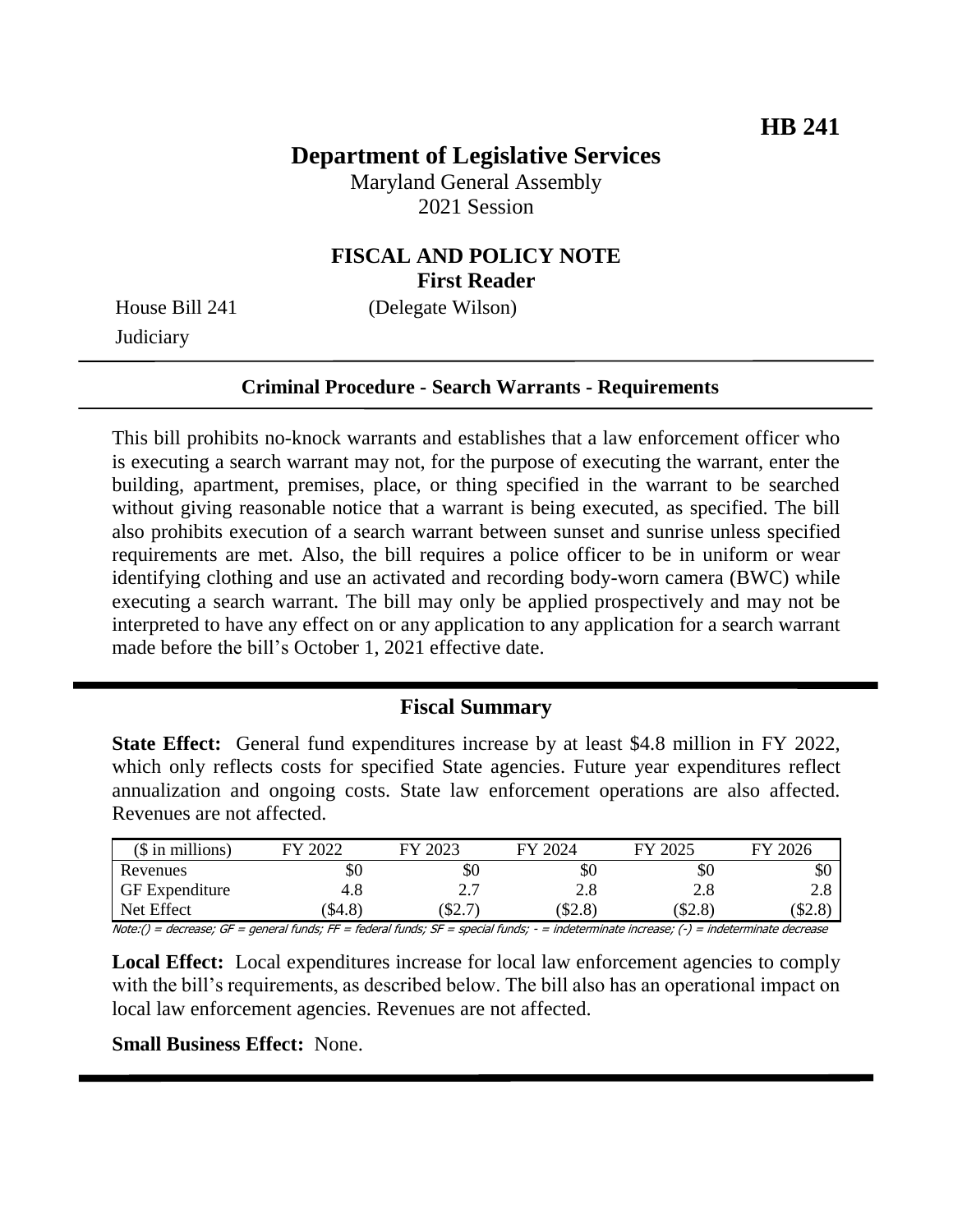**HB 241**

# Department of Legislative Services

Maryland General Assembly
2021 Session

## FISCAL AND POLICY NOTE
**First Reader**

House Bill 241 (Delegate Wilson)
Judiciary

**Criminal Procedure - Search Warrants - Requirements**

This bill prohibits no-knock warrants and establishes that a law enforcement officer who is executing a search warrant may not, for the purpose of executing the warrant, enter the building, apartment, premises, place, or thing specified in the warrant to be searched without giving reasonable notice that a warrant is being executed, as specified. The bill also prohibits execution of a search warrant between sunset and sunrise unless specified requirements are met. Also, the bill requires a police officer to be in uniform or wear identifying clothing and use an activated and recording body-worn camera (BWC) while executing a search warrant. The bill may only be applied prospectively and may not be interpreted to have any effect on or any application to any application for a search warrant made before the bill's October 1, 2021 effective date.

## Fiscal Summary

**State Effect:** General fund expenditures increase by at least $4.8 million in FY 2022, which only reflects costs for specified State agencies. Future year expenditures reflect annualization and ongoing costs. State law enforcement operations are also affected. Revenues are not affected.

| ($ in millions) | FY 2022 | FY 2023 | FY 2024 | FY 2025 | FY 2026 |
|---|---|---|---|---|---|
| Revenues | $0 | $0 | $0 | $0 | $0 |
| GF Expenditure | 4.8 | 2.7 | 2.8 | 2.8 | 2.8 |
| Net Effect | ($4.8) | ($2.7) | ($2.8) | ($2.8) | ($2.8) |

Note:() = decrease; GF = general funds; FF = federal funds; SF = special funds; - = indeterminate increase; (-) = indeterminate decrease

**Local Effect:** Local expenditures increase for local law enforcement agencies to comply with the bill's requirements, as described below. The bill also has an operational impact on local law enforcement agencies. Revenues are not affected.

**Small Business Effect:** None.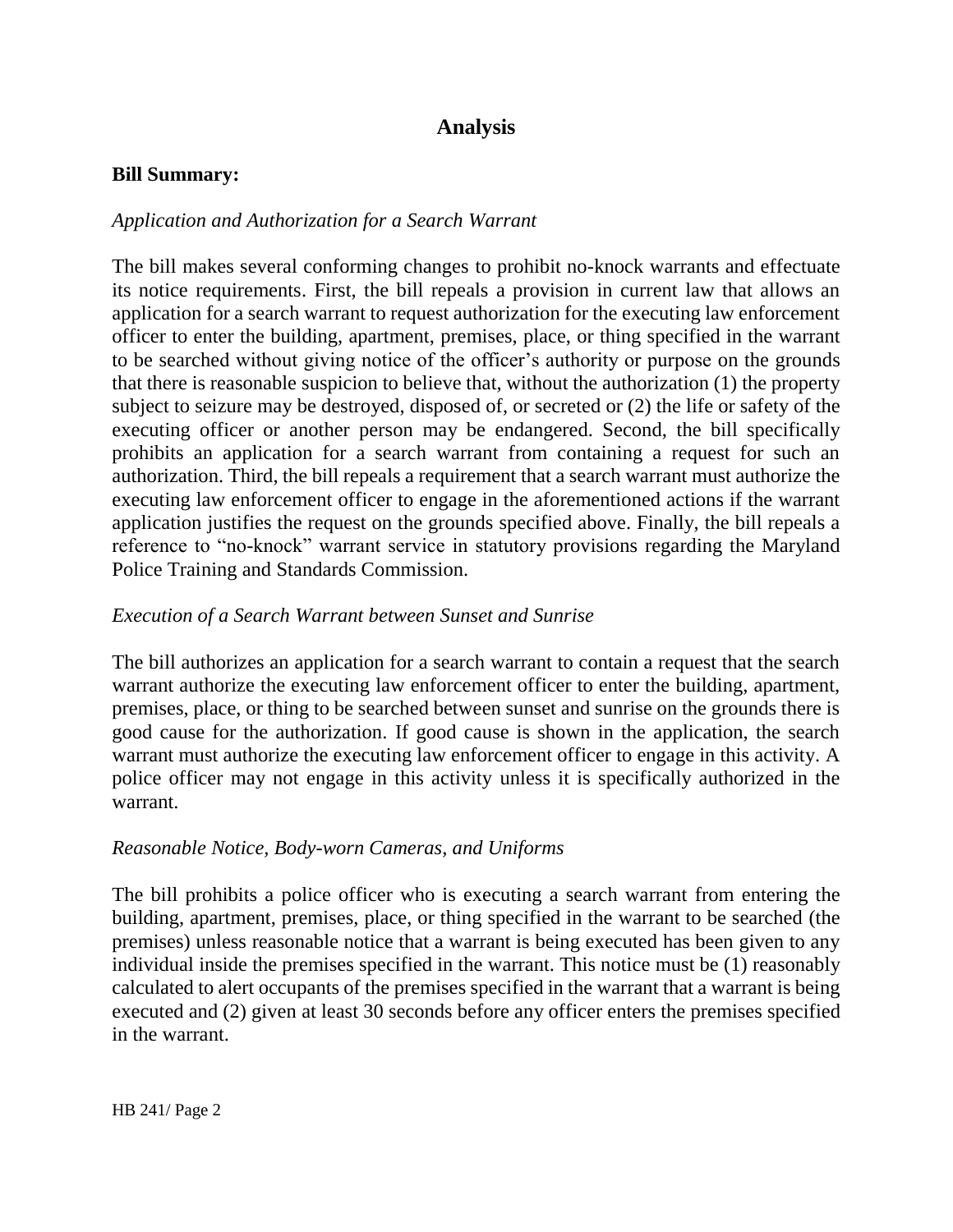## Analysis

**Bill Summary:**

*Application and Authorization for a Search Warrant*

The bill makes several conforming changes to prohibit no-knock warrants and effectuate its notice requirements. First, the bill repeals a provision in current law that allows an application for a search warrant to request authorization for the executing law enforcement officer to enter the building, apartment, premises, place, or thing specified in the warrant to be searched without giving notice of the officer's authority or purpose on the grounds that there is reasonable suspicion to believe that, without the authorization (1) the property subject to seizure may be destroyed, disposed of, or secreted or (2) the life or safety of the executing officer or another person may be endangered. Second, the bill specifically prohibits an application for a search warrant from containing a request for such an authorization. Third, the bill repeals a requirement that a search warrant must authorize the executing law enforcement officer to engage in the aforementioned actions if the warrant application justifies the request on the grounds specified above. Finally, the bill repeals a reference to "no-knock" warrant service in statutory provisions regarding the Maryland Police Training and Standards Commission.

*Execution of a Search Warrant between Sunset and Sunrise*

The bill authorizes an application for a search warrant to contain a request that the search warrant authorize the executing law enforcement officer to enter the building, apartment, premises, place, or thing to be searched between sunset and sunrise on the grounds there is good cause for the authorization. If good cause is shown in the application, the search warrant must authorize the executing law enforcement officer to engage in this activity. A police officer may not engage in this activity unless it is specifically authorized in the warrant.

*Reasonable Notice, Body-worn Cameras, and Uniforms*

The bill prohibits a police officer who is executing a search warrant from entering the building, apartment, premises, place, or thing specified in the warrant to be searched (the premises) unless reasonable notice that a warrant is being executed has been given to any individual inside the premises specified in the warrant. This notice must be (1) reasonably calculated to alert occupants of the premises specified in the warrant that a warrant is being executed and (2) given at least 30 seconds before any officer enters the premises specified in the warrant.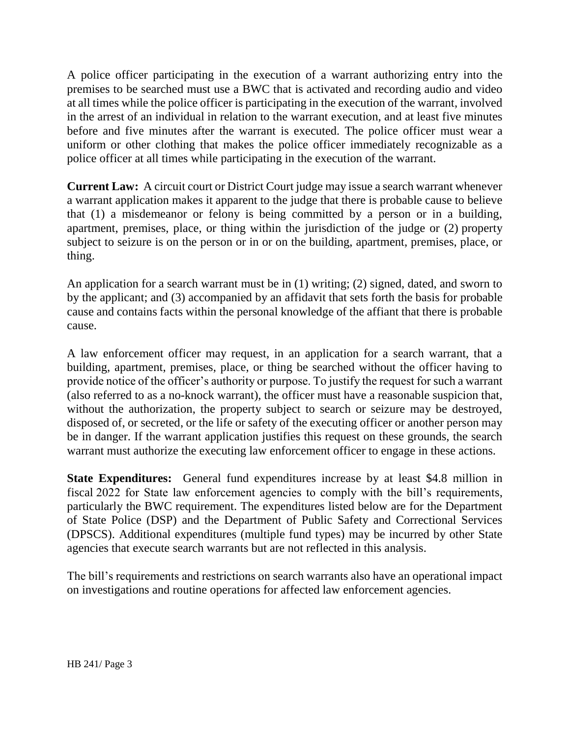A police officer participating in the execution of a warrant authorizing entry into the premises to be searched must use a BWC that is activated and recording audio and video at all times while the police officer is participating in the execution of the warrant, involved in the arrest of an individual in relation to the warrant execution, and at least five minutes before and five minutes after the warrant is executed. The police officer must wear a uniform or other clothing that makes the police officer immediately recognizable as a police officer at all times while participating in the execution of the warrant.

**Current Law:** A circuit court or District Court judge may issue a search warrant whenever a warrant application makes it apparent to the judge that there is probable cause to believe that (1) a misdemeanor or felony is being committed by a person or in a building, apartment, premises, place, or thing within the jurisdiction of the judge or (2) property subject to seizure is on the person or in or on the building, apartment, premises, place, or thing.

An application for a search warrant must be in (1) writing; (2) signed, dated, and sworn to by the applicant; and (3) accompanied by an affidavit that sets forth the basis for probable cause and contains facts within the personal knowledge of the affiant that there is probable cause.

A law enforcement officer may request, in an application for a search warrant, that a building, apartment, premises, place, or thing be searched without the officer having to provide notice of the officer's authority or purpose. To justify the request for such a warrant (also referred to as a no-knock warrant), the officer must have a reasonable suspicion that, without the authorization, the property subject to search or seizure may be destroyed, disposed of, or secreted, or the life or safety of the executing officer or another person may be in danger. If the warrant application justifies this request on these grounds, the search warrant must authorize the executing law enforcement officer to engage in these actions.

**State Expenditures:** General fund expenditures increase by at least $4.8 million in fiscal 2022 for State law enforcement agencies to comply with the bill's requirements, particularly the BWC requirement. The expenditures listed below are for the Department of State Police (DSP) and the Department of Public Safety and Correctional Services (DPSCS). Additional expenditures (multiple fund types) may be incurred by other State agencies that execute search warrants but are not reflected in this analysis.

The bill's requirements and restrictions on search warrants also have an operational impact on investigations and routine operations for affected law enforcement agencies.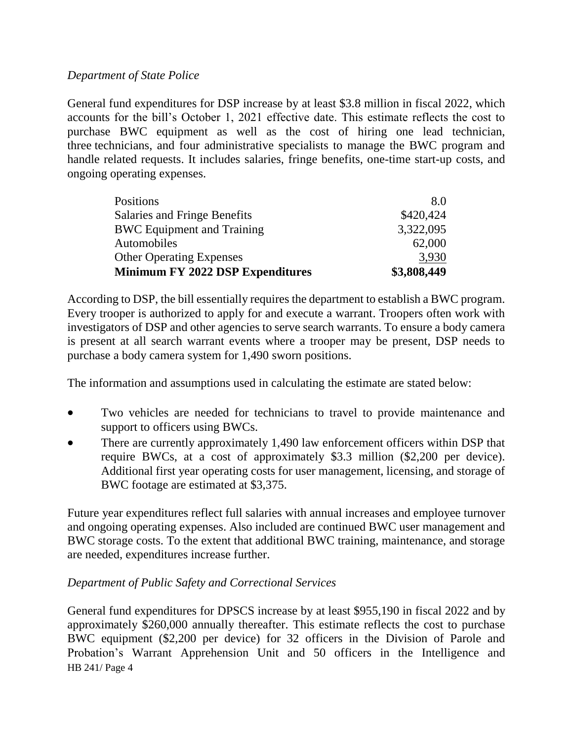*Department of State Police*

General fund expenditures for DSP increase by at least $3.8 million in fiscal 2022, which accounts for the bill's October 1, 2021 effective date. This estimate reflects the cost to purchase BWC equipment as well as the cost of hiring one lead technician, three technicians, and four administrative specialists to manage the BWC program and handle related requests. It includes salaries, fringe benefits, one-time start-up costs, and ongoing operating expenses.

| | |
|---|---:|
| Positions | 8.0 |
| Salaries and Fringe Benefits | $420,424 |
| BWC Equipment and Training | 3,322,095 |
| Automobiles | 62,000 |
| Other Operating Expenses | 3,930 |
| **Minimum FY 2022 DSP Expenditures** | **$3,808,449** |

According to DSP, the bill essentially requires the department to establish a BWC program. Every trooper is authorized to apply for and execute a warrant. Troopers often work with investigators of DSP and other agencies to serve search warrants. To ensure a body camera is present at all search warrant events where a trooper may be present, DSP needs to purchase a body camera system for 1,490 sworn positions.

The information and assumptions used in calculating the estimate are stated below:

- Two vehicles are needed for technicians to travel to provide maintenance and support to officers using BWCs.
- There are currently approximately 1,490 law enforcement officers within DSP that require BWCs, at a cost of approximately $3.3 million ($2,200 per device). Additional first year operating costs for user management, licensing, and storage of BWC footage are estimated at $3,375.

Future year expenditures reflect full salaries with annual increases and employee turnover and ongoing operating expenses. Also included are continued BWC user management and BWC storage costs. To the extent that additional BWC training, maintenance, and storage are needed, expenditures increase further.

*Department of Public Safety and Correctional Services*

General fund expenditures for DPSCS increase by at least $955,190 in fiscal 2022 and by approximately $260,000 annually thereafter. This estimate reflects the cost to purchase BWC equipment ($2,200 per device) for 32 officers in the Division of Parole and Probation's Warrant Apprehension Unit and 50 officers in the Intelligence and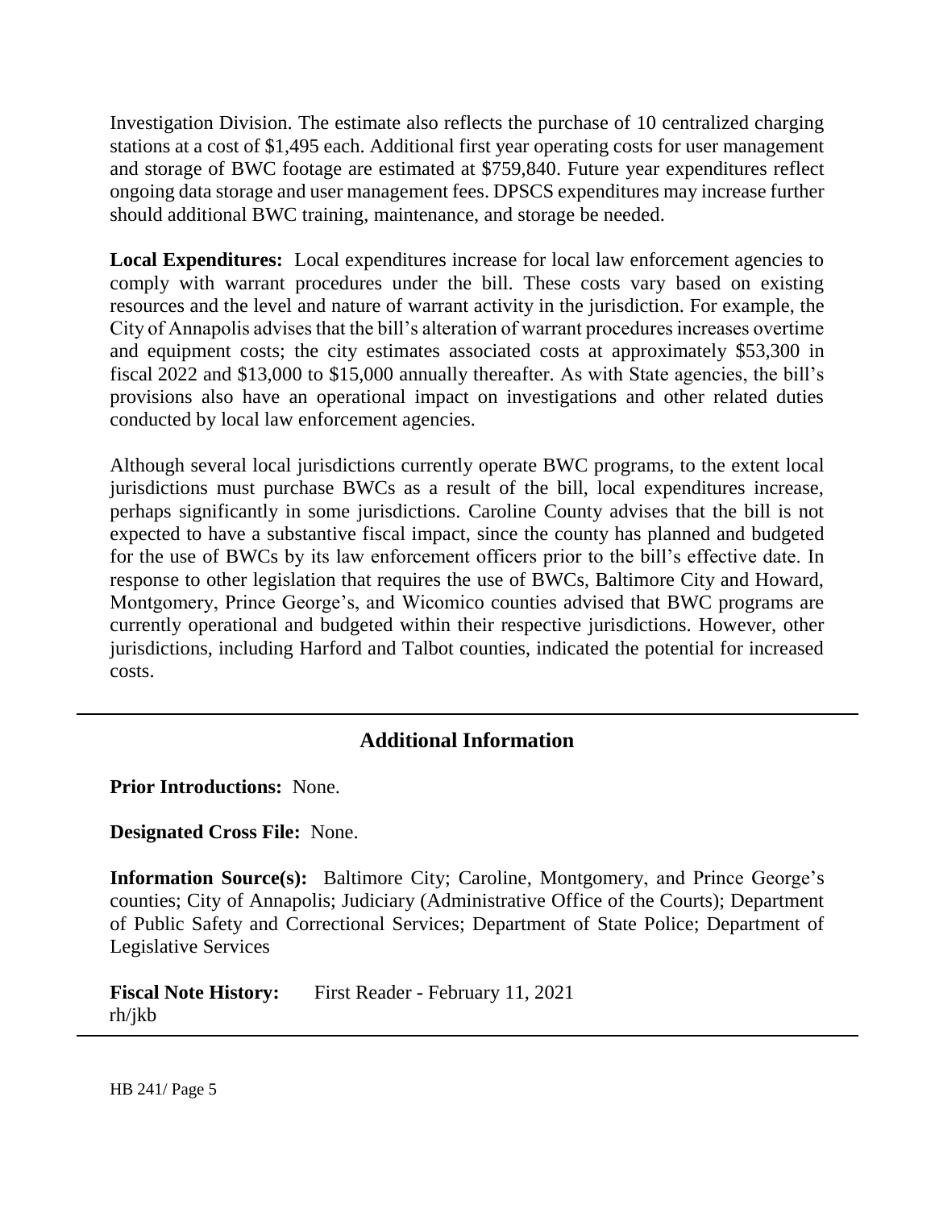Investigation Division. The estimate also reflects the purchase of 10 centralized charging stations at a cost of $1,495 each. Additional first year operating costs for user management and storage of BWC footage are estimated at $759,840. Future year expenditures reflect ongoing data storage and user management fees. DPSCS expenditures may increase further should additional BWC training, maintenance, and storage be needed.

**Local Expenditures:** Local expenditures increase for local law enforcement agencies to comply with warrant procedures under the bill. These costs vary based on existing resources and the level and nature of warrant activity in the jurisdiction. For example, the City of Annapolis advises that the bill's alteration of warrant procedures increases overtime and equipment costs; the city estimates associated costs at approximately $53,300 in fiscal 2022 and $13,000 to $15,000 annually thereafter. As with State agencies, the bill's provisions also have an operational impact on investigations and other related duties conducted by local law enforcement agencies.

Although several local jurisdictions currently operate BWC programs, to the extent local jurisdictions must purchase BWCs as a result of the bill, local expenditures increase, perhaps significantly in some jurisdictions. Caroline County advises that the bill is not expected to have a substantive fiscal impact, since the county has planned and budgeted for the use of BWCs by its law enforcement officers prior to the bill's effective date. In response to other legislation that requires the use of BWCs, Baltimore City and Howard, Montgomery, Prince George's, and Wicomico counties advised that BWC programs are currently operational and budgeted within their respective jurisdictions. However, other jurisdictions, including Harford and Talbot counties, indicated the potential for increased costs.

## Additional Information

**Prior Introductions:** None.

**Designated Cross File:** None.

**Information Source(s):** Baltimore City; Caroline, Montgomery, and Prince George's counties; City of Annapolis; Judiciary (Administrative Office of the Courts); Department of Public Safety and Correctional Services; Department of State Police; Department of Legislative Services

**Fiscal Note History:** First Reader - February 11, 2021
rh/jkb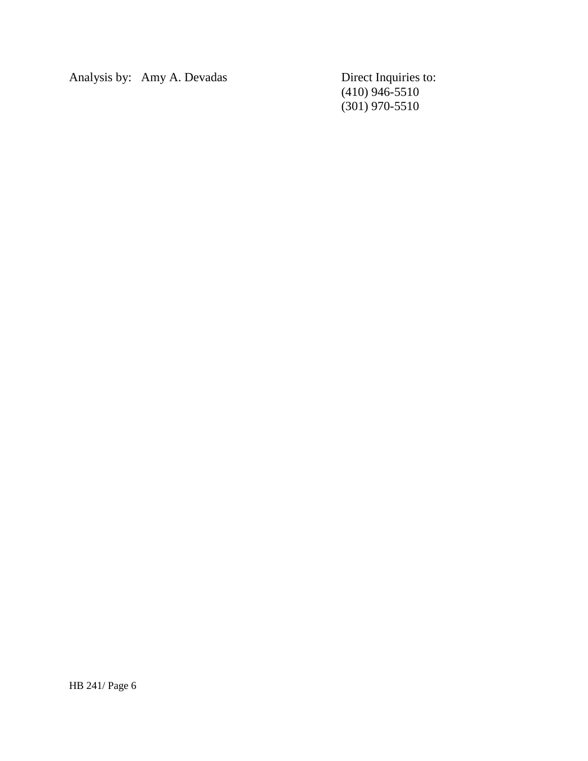Analysis by: Amy A. Devadas

Direct Inquiries to:
(410) 946-5510
(301) 970-5510